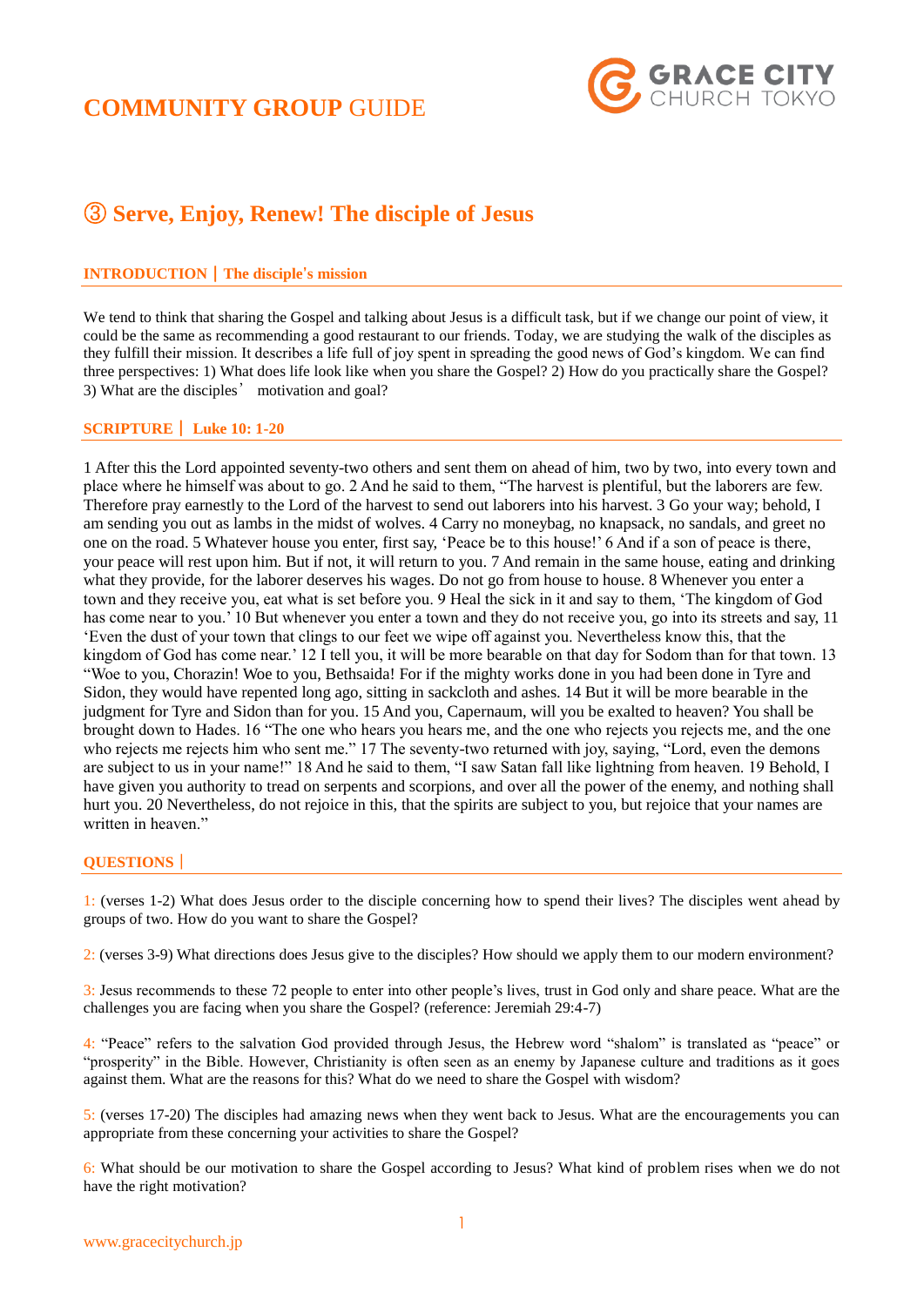# COMMUNITY GROUP GUIDE

GRACE CITY CHURCH TOKYO

## ③ Serve, Enjoy, Renew! The disciple of Jesus

### INTRODUCTION | The disciple's mission

We tend to think that sharing the Gospel and talking about Jesus is a difficult task, but if we change our point of view, it could be the same as recommending a good restaurant to our friends. Today, we are studying the walk of the disciples as they fulfill their mission. It describes a life full of joy spent in spreading the good news of God's kingdom. We can find three perspectives: 1) What does life look like when you share the Gospel? 2) How do you practically share the Gospel? 3) What are the disciples' motivation and goal?

### SCRIPTURE | Luke 10: 1-20

1 After this the Lord appointed seventy-two others and sent them on ahead of him, two by two, into every town and place where he himself was about to go. 2 And he said to them, "The harvest is plentiful, but the laborers are few. Therefore pray earnestly to the Lord of the harvest to send out laborers into his harvest. 3 Go your way; behold, I am sending you out as lambs in the midst of wolves. 4 Carry no moneybag, no knapsack, no sandals, and greet no one on the road. 5 Whatever house you enter, first say, 'Peace be to this house!' 6 And if a son of peace is there, your peace will rest upon him. But if not, it will return to you. 7 And remain in the same house, eating and drinking what they provide, for the laborer deserves his wages. Do not go from house to house. 8 Whenever you enter a town and they receive you, eat what is set before you. 9 Heal the sick in it and say to them, 'The kingdom of God has come near to you.' 10 But whenever you enter a town and they do not receive you, go into its streets and say, 11 'Even the dust of your town that clings to our feet we wipe off against you. Nevertheless know this, that the kingdom of God has come near.' 12 I tell you, it will be more bearable on that day for Sodom than for that town. 13 "Woe to you, Chorazin! Woe to you, Bethsaida! For if the mighty works done in you had been done in Tyre and Sidon, they would have repented long ago, sitting in sackcloth and ashes. 14 But it will be more bearable in the judgment for Tyre and Sidon than for you. 15 And you, Capernaum, will you be exalted to heaven? You shall be brought down to Hades. 16 "The one who hears you hears me, and the one who rejects you rejects me, and the one who rejects me rejects him who sent me." 17 The seventy-two returned with joy, saying, "Lord, even the demons are subject to us in your name!" 18 And he said to them, "I saw Satan fall like lightning from heaven. 19 Behold, I have given you authority to tread on serpents and scorpions, and over all the power of the enemy, and nothing shall hurt you. 20 Nevertheless, do not rejoice in this, that the spirits are subject to you, but rejoice that your names are written in heaven."

### QUESTIONS |

1: (verses 1-2) What does Jesus order to the disciple concerning how to spend their lives? The disciples went ahead by groups of two. How do you want to share the Gospel?

2: (verses 3-9) What directions does Jesus give to the disciples? How should we apply them to our modern environment?

3: Jesus recommends to these 72 people to enter into other people's lives, trust in God only and share peace. What are the challenges you are facing when you share the Gospel? (reference: Jeremiah 29:4-7)

4: "Peace" refers to the salvation God provided through Jesus, the Hebrew word "shalom" is translated as "peace" or "prosperity" in the Bible. However, Christianity is often seen as an enemy by Japanese culture and traditions as it goes against them. What are the reasons for this? What do we need to share the Gospel with wisdom?

5: (verses 17-20) The disciples had amazing news when they went back to Jesus. What are the encouragements you can appropriate from these concerning your activities to share the Gospel?

6: What should be our motivation to share the Gospel according to Jesus? What kind of problem rises when we do not have the right motivation?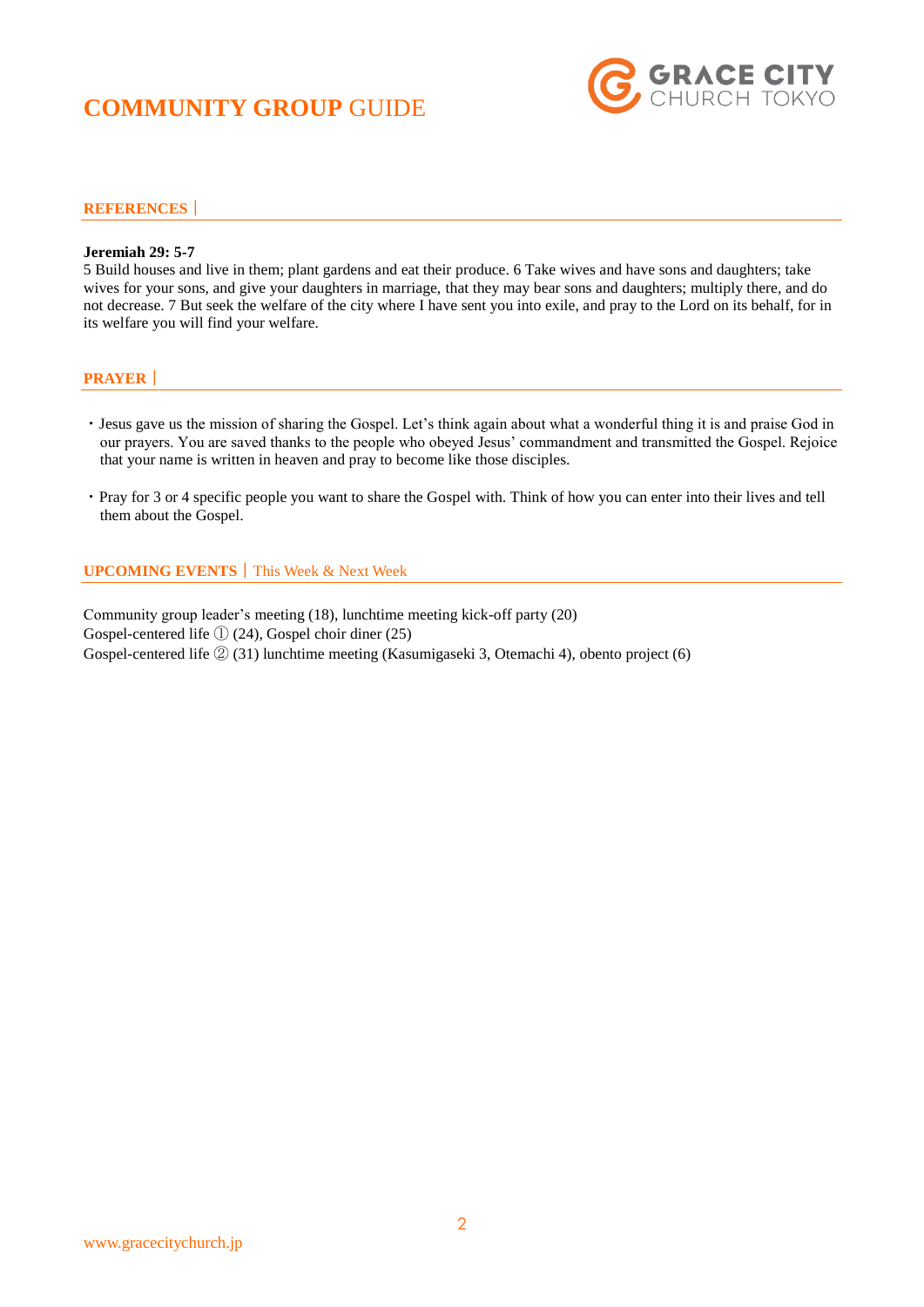# COMMUNITY GROUP GUIDE

## REFERENCES |

**Jeremiah 29: 5-7**

5 Build houses and live in them; plant gardens and eat their produce. 6 Take wives and have sons and daughters; take wives for your sons, and give your daughters in marriage, that they may bear sons and daughters; multiply there, and do not decrease. 7 But seek the welfare of the city where I have sent you into exile, and pray to the Lord on its behalf, for in its welfare you will find your welfare.

## PRAYER |

・Jesus gave us the mission of sharing the Gospel. Let's think again about what a wonderful thing it is and praise God in our prayers. You are saved thanks to the people who obeyed Jesus' commandment and transmitted the Gospel. Rejoice that your name is written in heaven and pray to become like those disciples.

・Pray for 3 or 4 specific people you want to share the Gospel with. Think of how you can enter into their lives and tell them about the Gospel.

## UPCOMING EVENTS | This Week & Next Week

Community group leader's meeting (18), lunchtime meeting kick-off party (20)
Gospel-centered life ① (24), Gospel choir diner (25)
Gospel-centered life ② (31) lunchtime meeting (Kasumigaseki 3, Otemachi 4), obento project (6)

www.gracecitychurch.jp